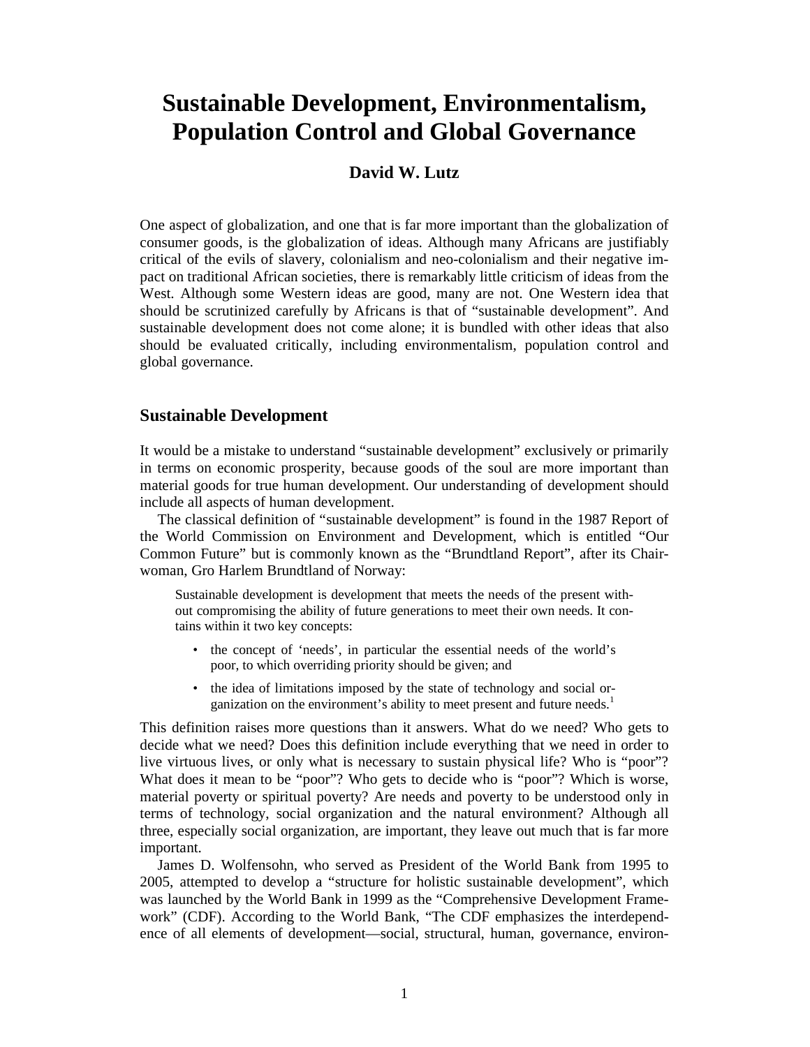// Sustainable Development, Environmentalism, Population Control and Global Governance

# Sustainable Development, Environmentalism, Population Control and Global Governance

**David W. Lutz**

One aspect of globalization, and one that is far more important than the globalization of consumer goods, is the globalization of ideas. Although many Africans are justifiably critical of the evils of slavery, colonialism and neo-colonialism and their negative impact on traditional African societies, there is remarkably little criticism of ideas from the West. Although some Western ideas are good, many are not. One Western idea that should be scrutinized carefully by Africans is that of "sustainable development". And sustainable development does not come alone; it is bundled with other ideas that also should be evaluated critically, including environmentalism, population control and global governance.

## Sustainable Development

It would be a mistake to understand "sustainable development" exclusively or primarily in terms on economic prosperity, because goods of the soul are more important than material goods for true human development. Our understanding of development should include all aspects of human development.

The classical definition of "sustainable development" is found in the 1987 Report of the World Commission on Environment and Development, which is entitled "Our Common Future" but is commonly known as the "Brundtland Report", after its Chairwoman, Gro Harlem Brundtland of Norway:

> Sustainable development is development that meets the needs of the present without compromising the ability of future generations to meet their own needs. It contains within it two key concepts:
>
> - the concept of 'needs', in particular the essential needs of the world's poor, to which overriding priority should be given; and
> - the idea of limitations imposed by the state of technology and social organization on the environment's ability to meet present and future needs.[1]

This definition raises more questions than it answers. What do we need? Who gets to decide what we need? Does this definition include everything that we need in order to live virtuous lives, or only what is necessary to sustain physical life? Who is "poor"? What does it mean to be "poor"? Who gets to decide who is "poor"? Which is worse, material poverty or spiritual poverty? Are needs and poverty to be understood only in terms of technology, social organization and the natural environment? Although all three, especially social organization, are important, they leave out much that is far more important.

James D. Wolfensohn, who served as President of the World Bank from 1995 to 2005, attempted to develop a "structure for holistic sustainable development", which was launched by the World Bank in 1999 as the "Comprehensive Development Framework" (CDF). According to the World Bank, "The CDF emphasizes the interdependence of all elements of development—social, structural, human, governance, environ-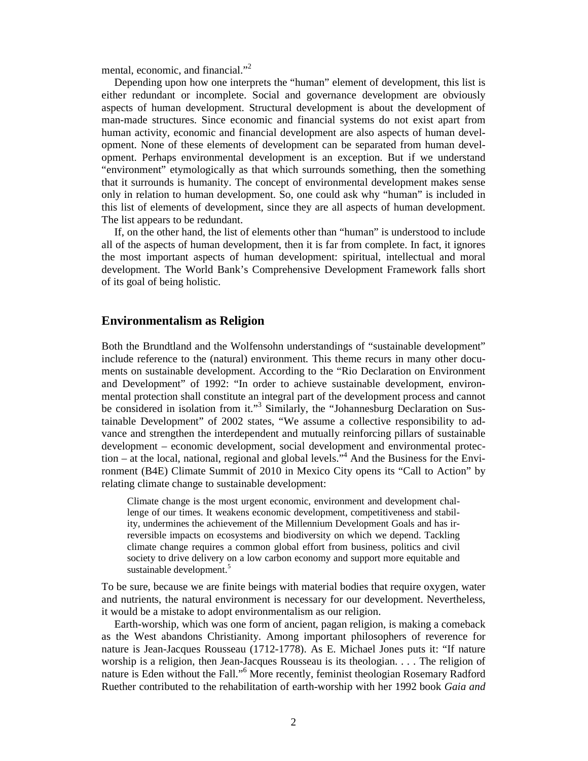mental, economic, and financial."[2]

Depending upon how one interprets the "human" element of development, this list is either redundant or incomplete. Social and governance development are obviously aspects of human development. Structural development is about the development of man-made structures. Since economic and financial systems do not exist apart from human activity, economic and financial development are also aspects of human development. None of these elements of development can be separated from human development. Perhaps environmental development is an exception. But if we understand "environment" etymologically as that which surrounds something, then the something that it surrounds is humanity. The concept of environmental development makes sense only in relation to human development. So, one could ask why "human" is included in this list of elements of development, since they are all aspects of human development. The list appears to be redundant.

If, on the other hand, the list of elements other than "human" is understood to include all of the aspects of human development, then it is far from complete. In fact, it ignores the most important aspects of human development: spiritual, intellectual and moral development. The World Bank's Comprehensive Development Framework falls short of its goal of being holistic.

## Environmentalism as Religion

Both the Brundtland and the Wolfensohn understandings of "sustainable development" include reference to the (natural) environment. This theme recurs in many other documents on sustainable development. According to the "Rio Declaration on Environment and Development" of 1992: "In order to achieve sustainable development, environmental protection shall constitute an integral part of the development process and cannot be considered in isolation from it."[3] Similarly, the "Johannesburg Declaration on Sustainable Development" of 2002 states, "We assume a collective responsibility to advance and strengthen the interdependent and mutually reinforcing pillars of sustainable development – economic development, social development and environmental protection – at the local, national, regional and global levels."[4] And the Business for the Environment (B4E) Climate Summit of 2010 in Mexico City opens its "Call to Action" by relating climate change to sustainable development:

> Climate change is the most urgent economic, environment and development challenge of our times. It weakens economic development, competitiveness and stability, undermines the achievement of the Millennium Development Goals and has irreversible impacts on ecosystems and biodiversity on which we depend. Tackling climate change requires a common global effort from business, politics and civil society to drive delivery on a low carbon economy and support more equitable and sustainable development.[5]

To be sure, because we are finite beings with material bodies that require oxygen, water and nutrients, the natural environment is necessary for our development. Nevertheless, it would be a mistake to adopt environmentalism as our religion.

Earth-worship, which was one form of ancient, pagan religion, is making a comeback as the West abandons Christianity. Among important philosophers of reverence for nature is Jean-Jacques Rousseau (1712-1778). As E. Michael Jones puts it: "If nature worship is a religion, then Jean-Jacques Rousseau is its theologian. . . . The religion of nature is Eden without the Fall."[6] More recently, feminist theologian Rosemary Radford Ruether contributed to the rehabilitation of earth-worship with her 1992 book *Gaia and*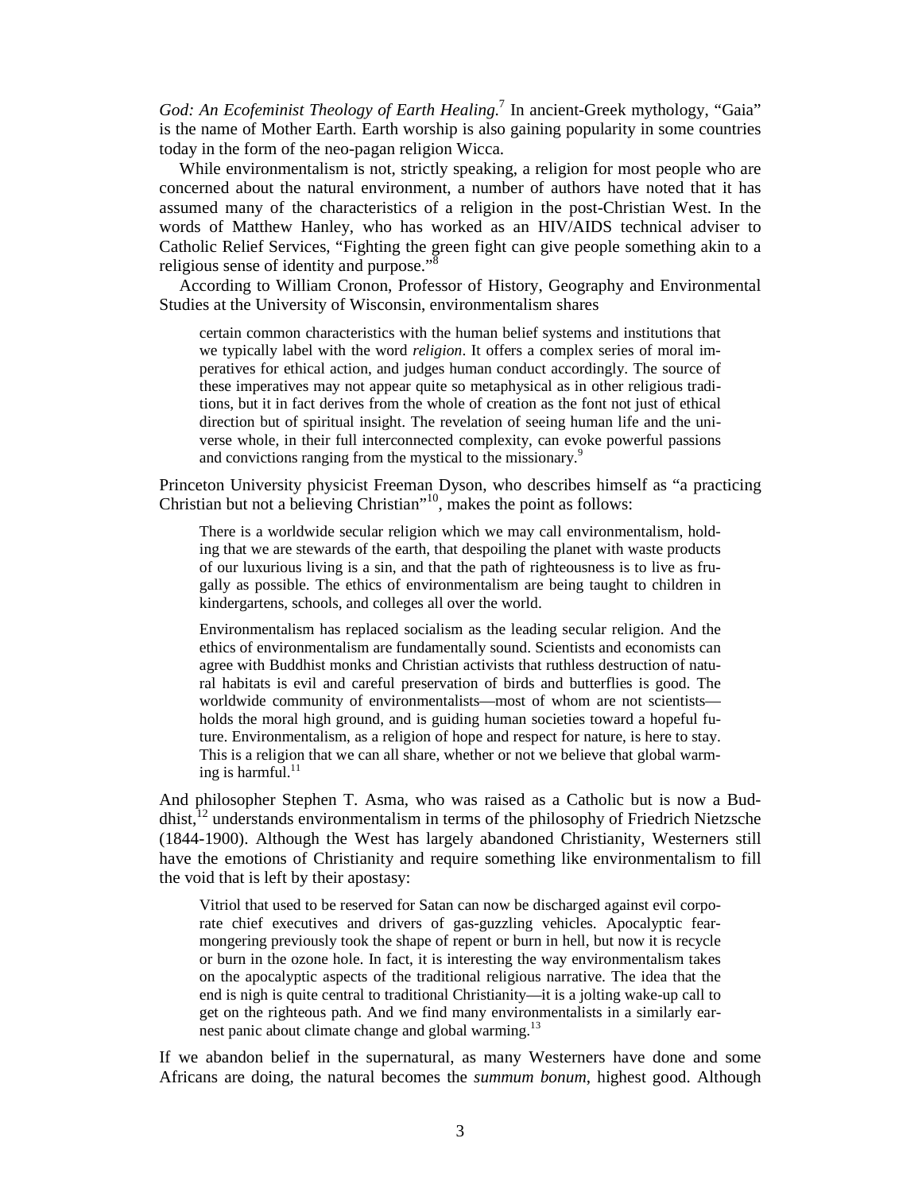*God: An Ecofeminist Theology of Earth Healing.*[7] In ancient-Greek mythology, "Gaia" is the name of Mother Earth. Earth worship is also gaining popularity in some countries today in the form of the neo-pagan religion Wicca.

While environmentalism is not, strictly speaking, a religion for most people who are concerned about the natural environment, a number of authors have noted that it has assumed many of the characteristics of a religion in the post-Christian West. In the words of Matthew Hanley, who has worked as an HIV/AIDS technical adviser to Catholic Relief Services, "Fighting the green fight can give people something akin to a religious sense of identity and purpose."[8]

According to William Cronon, Professor of History, Geography and Environmental Studies at the University of Wisconsin, environmentalism shares

> certain common characteristics with the human belief systems and institutions that we typically label with the word *religion*. It offers a complex series of moral imperatives for ethical action, and judges human conduct accordingly. The source of these imperatives may not appear quite so metaphysical as in other religious traditions, but it in fact derives from the whole of creation as the font not just of ethical direction but of spiritual insight. The revelation of seeing human life and the universe whole, in their full interconnected complexity, can evoke powerful passions and convictions ranging from the mystical to the missionary.[9]

Princeton University physicist Freeman Dyson, who describes himself as "a practicing Christian but not a believing Christian"[10], makes the point as follows:

> There is a worldwide secular religion which we may call environmentalism, holding that we are stewards of the earth, that despoiling the planet with waste products of our luxurious living is a sin, and that the path of righteousness is to live as frugally as possible. The ethics of environmentalism are being taught to children in kindergartens, schools, and colleges all over the world.
>
> Environmentalism has replaced socialism as the leading secular religion. And the ethics of environmentalism are fundamentally sound. Scientists and economists can agree with Buddhist monks and Christian activists that ruthless destruction of natural habitats is evil and careful preservation of birds and butterflies is good. The worldwide community of environmentalists—most of whom are not scientists—holds the moral high ground, and is guiding human societies toward a hopeful future. Environmentalism, as a religion of hope and respect for nature, is here to stay. This is a religion that we can all share, whether or not we believe that global warming is harmful.[11]

And philosopher Stephen T. Asma, who was raised as a Catholic but is now a Buddhist,[12] understands environmentalism in terms of the philosophy of Friedrich Nietzsche (1844-1900). Although the West has largely abandoned Christianity, Westerners still have the emotions of Christianity and require something like environmentalism to fill the void that is left by their apostasy:

> Vitriol that used to be reserved for Satan can now be discharged against evil corporate chief executives and drivers of gas-guzzling vehicles. Apocalyptic fear-mongering previously took the shape of repent or burn in hell, but now it is recycle or burn in the ozone hole. In fact, it is interesting the way environmentalism takes on the apocalyptic aspects of the traditional religious narrative. The idea that the end is nigh is quite central to traditional Christianity—it is a jolting wake-up call to get on the righteous path. And we find many environmentalists in a similarly earnest panic about climate change and global warming.[13]

If we abandon belief in the supernatural, as many Westerners have done and some Africans are doing, the natural becomes the *summum bonum*, highest good. Although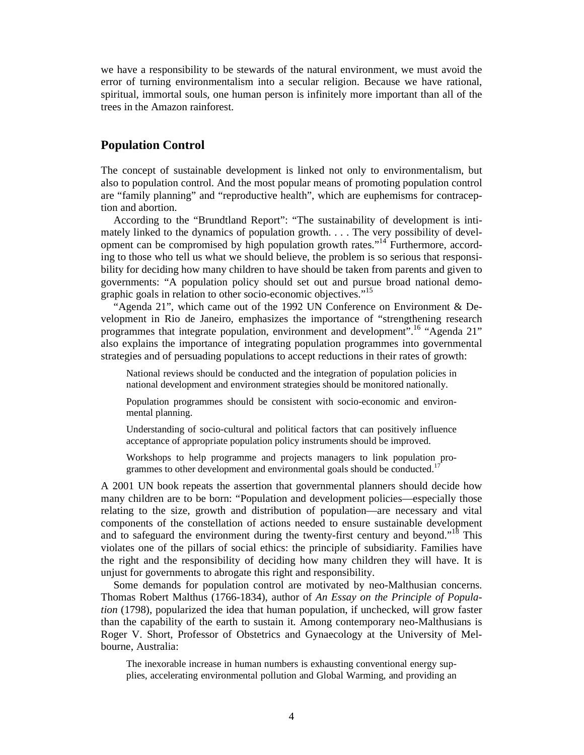we have a responsibility to be stewards of the natural environment, we must avoid the error of turning environmentalism into a secular religion. Because we have rational, spiritual, immortal souls, one human person is infinitely more important than all of the trees in the Amazon rainforest.

## Population Control

The concept of sustainable development is linked not only to environmentalism, but also to population control. And the most popular means of promoting population control are "family planning" and "reproductive health", which are euphemisms for contraception and abortion.

According to the "Brundtland Report": "The sustainability of development is intimately linked to the dynamics of population growth. . . . The very possibility of development can be compromised by high population growth rates."[14] Furthermore, according to those who tell us what we should believe, the problem is so serious that responsibility for deciding how many children to have should be taken from parents and given to governments: "A population policy should set out and pursue broad national demographic goals in relation to other socio-economic objectives."[15]

"Agenda 21", which came out of the 1992 UN Conference on Environment & Development in Rio de Janeiro, emphasizes the importance of "strengthening research programmes that integrate population, environment and development".[16] "Agenda 21" also explains the importance of integrating population programmes into governmental strategies and of persuading populations to accept reductions in their rates of growth:

> National reviews should be conducted and the integration of population policies in national development and environment strategies should be monitored nationally.
>
> Population programmes should be consistent with socio-economic and environmental planning.
>
> Understanding of socio-cultural and political factors that can positively influence acceptance of appropriate population policy instruments should be improved.
>
> Workshops to help programme and projects managers to link population programmes to other development and environmental goals should be conducted.[17]

A 2001 UN book repeats the assertion that governmental planners should decide how many children are to be born: "Population and development policies—especially those relating to the size, growth and distribution of population—are necessary and vital components of the constellation of actions needed to ensure sustainable development and to safeguard the environment during the twenty-first century and beyond."[18] This violates one of the pillars of social ethics: the principle of subsidiarity. Families have the right and the responsibility of deciding how many children they will have. It is unjust for governments to abrogate this right and responsibility.

Some demands for population control are motivated by neo-Malthusian concerns. Thomas Robert Malthus (1766-1834), author of *An Essay on the Principle of Population* (1798), popularized the idea that human population, if unchecked, will grow faster than the capability of the earth to sustain it. Among contemporary neo-Malthusians is Roger V. Short, Professor of Obstetrics and Gynaecology at the University of Melbourne, Australia:

> The inexorable increase in human numbers is exhausting conventional energy supplies, accelerating environmental pollution and Global Warming, and providing an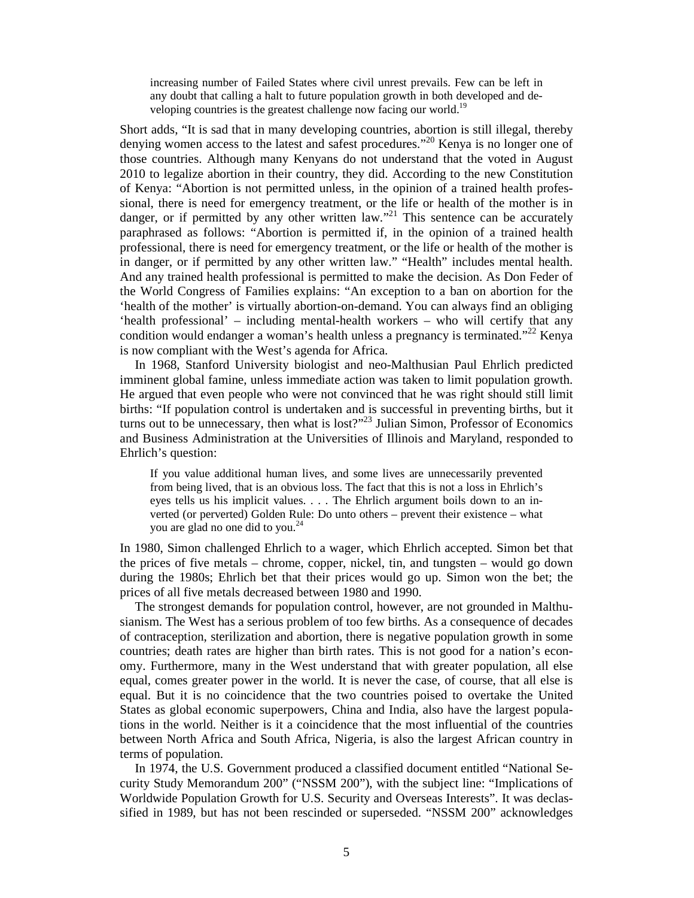> increasing number of Failed States where civil unrest prevails. Few can be left in any doubt that calling a halt to future population growth in both developed and developing countries is the greatest challenge now facing our world.[19]

Short adds, "It is sad that in many developing countries, abortion is still illegal, thereby denying women access to the latest and safest procedures."[20] Kenya is no longer one of those countries. Although many Kenyans do not understand that the voted in August 2010 to legalize abortion in their country, they did. According to the new Constitution of Kenya: "Abortion is not permitted unless, in the opinion of a trained health professional, there is need for emergency treatment, or the life or health of the mother is in danger, or if permitted by any other written law."[21] This sentence can be accurately paraphrased as follows: "Abortion is permitted if, in the opinion of a trained health professional, there is need for emergency treatment, or the life or health of the mother is in danger, or if permitted by any other written law." "Health" includes mental health. And any trained health professional is permitted to make the decision. As Don Feder of the World Congress of Families explains: "An exception to a ban on abortion for the 'health of the mother' is virtually abortion-on-demand. You can always find an obliging 'health professional' – including mental-health workers – who will certify that any condition would endanger a woman's health unless a pregnancy is terminated."[22] Kenya is now compliant with the West's agenda for Africa.

In 1968, Stanford University biologist and neo-Malthusian Paul Ehrlich predicted imminent global famine, unless immediate action was taken to limit population growth. He argued that even people who were not convinced that he was right should still limit births: "If population control is undertaken and is successful in preventing births, but it turns out to be unnecessary, then what is lost?"[23] Julian Simon, Professor of Economics and Business Administration at the Universities of Illinois and Maryland, responded to Ehrlich's question:

> If you value additional human lives, and some lives are unnecessarily prevented from being lived, that is an obvious loss. The fact that this is not a loss in Ehrlich's eyes tells us his implicit values. . . . The Ehrlich argument boils down to an inverted (or perverted) Golden Rule: Do unto others – prevent their existence – what you are glad no one did to you.[24]

In 1980, Simon challenged Ehrlich to a wager, which Ehrlich accepted. Simon bet that the prices of five metals – chrome, copper, nickel, tin, and tungsten – would go down during the 1980s; Ehrlich bet that their prices would go up. Simon won the bet; the prices of all five metals decreased between 1980 and 1990.

The strongest demands for population control, however, are not grounded in Malthusianism. The West has a serious problem of too few births. As a consequence of decades of contraception, sterilization and abortion, there is negative population growth in some countries; death rates are higher than birth rates. This is not good for a nation's economy. Furthermore, many in the West understand that with greater population, all else equal, comes greater power in the world. It is never the case, of course, that all else is equal. But it is no coincidence that the two countries poised to overtake the United States as global economic superpowers, China and India, also have the largest populations in the world. Neither is it a coincidence that the most influential of the countries between North Africa and South Africa, Nigeria, is also the largest African country in terms of population.

In 1974, the U.S. Government produced a classified document entitled "National Security Study Memorandum 200" ("NSSM 200"), with the subject line: "Implications of Worldwide Population Growth for U.S. Security and Overseas Interests". It was declassified in 1989, but has not been rescinded or superseded. "NSSM 200" acknowledges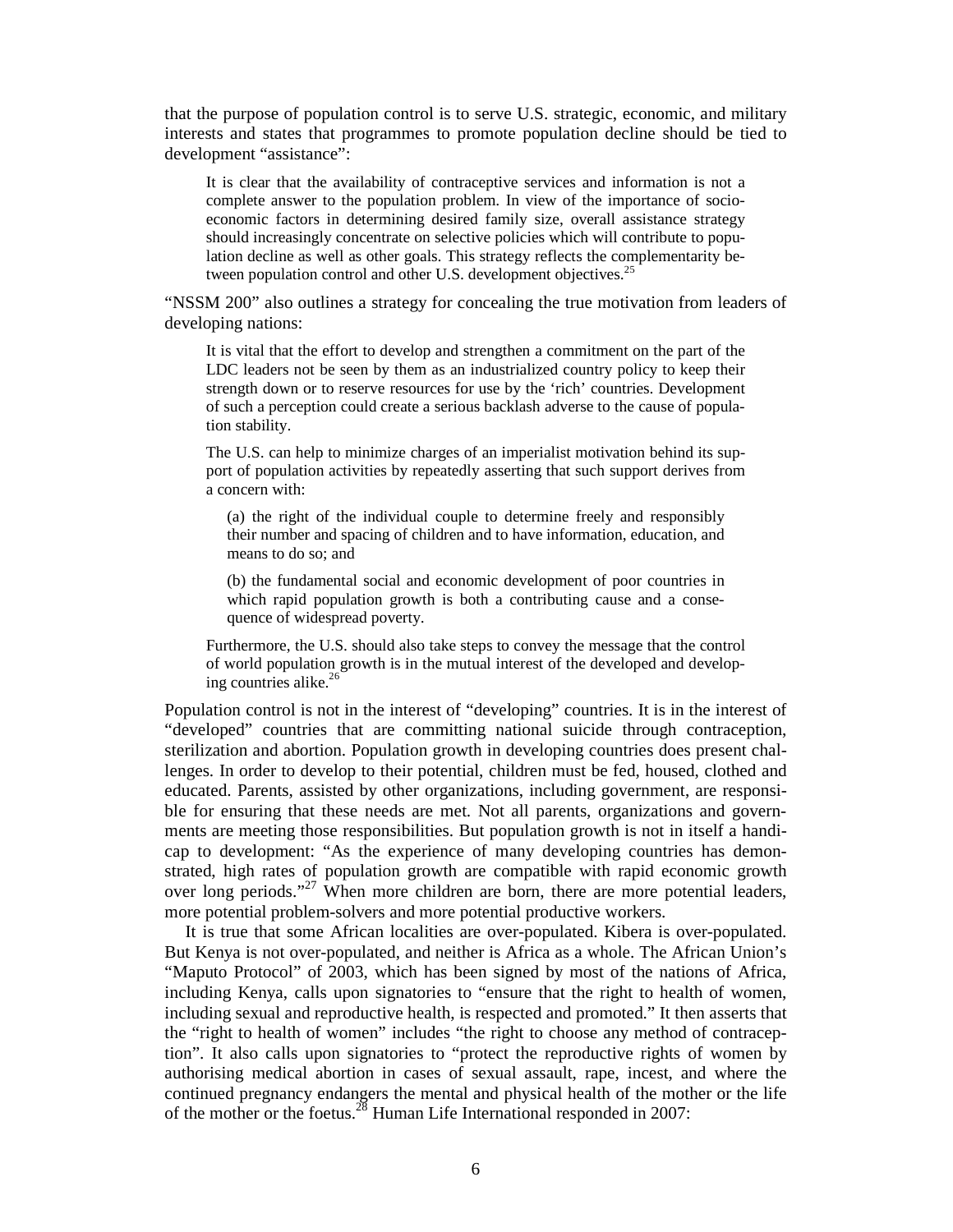that the purpose of population control is to serve U.S. strategic, economic, and military interests and states that programmes to promote population decline should be tied to development "assistance":

> It is clear that the availability of contraceptive services and information is not a complete answer to the population problem. In view of the importance of socio-economic factors in determining desired family size, overall assistance strategy should increasingly concentrate on selective policies which will contribute to population decline as well as other goals. This strategy reflects the complementarity between population control and other U.S. development objectives.[25]

"NSSM 200" also outlines a strategy for concealing the true motivation from leaders of developing nations:

> It is vital that the effort to develop and strengthen a commitment on the part of the LDC leaders not be seen by them as an industrialized country policy to keep their strength down or to reserve resources for use by the 'rich' countries. Development of such a perception could create a serious backlash adverse to the cause of population stability.
>
> The U.S. can help to minimize charges of an imperialist motivation behind its support of population activities by repeatedly asserting that such support derives from a concern with:
>
> > (a) the right of the individual couple to determine freely and responsibly their number and spacing of children and to have information, education, and means to do so; and
> >
> > (b) the fundamental social and economic development of poor countries in which rapid population growth is both a contributing cause and a consequence of widespread poverty.
>
> Furthermore, the U.S. should also take steps to convey the message that the control of world population growth is in the mutual interest of the developed and developing countries alike.[26]

Population control is not in the interest of "developing" countries. It is in the interest of "developed" countries that are committing national suicide through contraception, sterilization and abortion. Population growth in developing countries does present challenges. In order to develop to their potential, children must be fed, housed, clothed and educated. Parents, assisted by other organizations, including government, are responsible for ensuring that these needs are met. Not all parents, organizations and governments are meeting those responsibilities. But population growth is not in itself a handicap to development: "As the experience of many developing countries has demonstrated, high rates of population growth are compatible with rapid economic growth over long periods."[27] When more children are born, there are more potential leaders, more potential problem-solvers and more potential productive workers.

It is true that some African localities are over-populated. Kibera is over-populated. But Kenya is not over-populated, and neither is Africa as a whole. The African Union's "Maputo Protocol" of 2003, which has been signed by most of the nations of Africa, including Kenya, calls upon signatories to "ensure that the right to health of women, including sexual and reproductive health, is respected and promoted." It then asserts that the "right to health of women" includes "the right to choose any method of contraception". It also calls upon signatories to "protect the reproductive rights of women by authorising medical abortion in cases of sexual assault, rape, incest, and where the continued pregnancy endangers the mental and physical health of the mother or the life of the mother or the foetus.[28] Human Life International responded in 2007: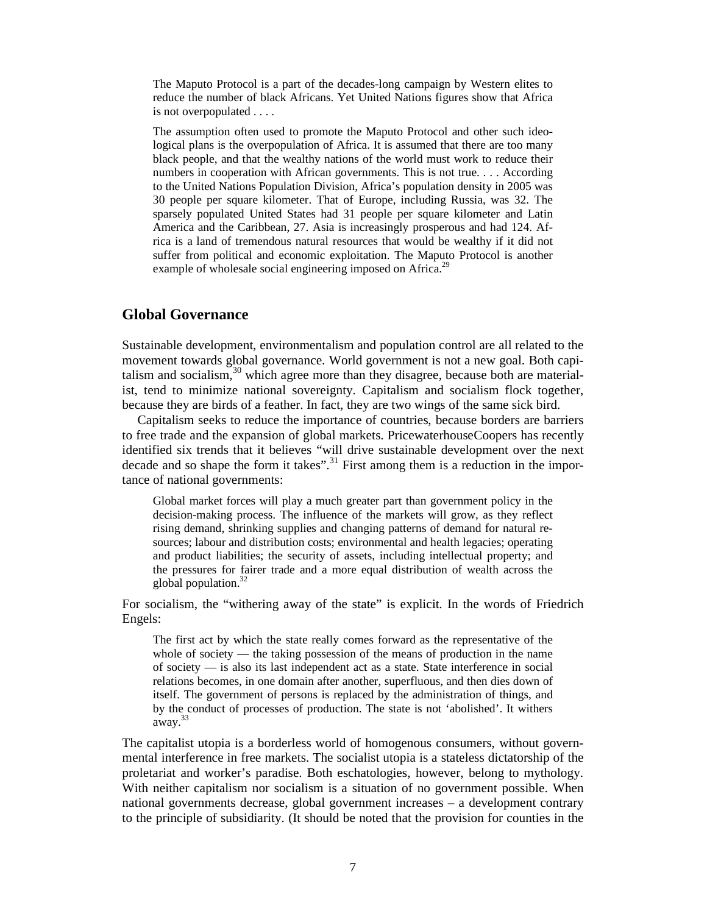> The Maputo Protocol is a part of the decades-long campaign by Western elites to reduce the number of black Africans. Yet United Nations figures show that Africa is not overpopulated . . . .
>
> The assumption often used to promote the Maputo Protocol and other such ideological plans is the overpopulation of Africa. It is assumed that there are too many black people, and that the wealthy nations of the world must work to reduce their numbers in cooperation with African governments. This is not true. . . . According to the United Nations Population Division, Africa's population density in 2005 was 30 people per square kilometer. That of Europe, including Russia, was 32. The sparsely populated United States had 31 people per square kilometer and Latin America and the Caribbean, 27. Asia is increasingly prosperous and had 124. Africa is a land of tremendous natural resources that would be wealthy if it did not suffer from political and economic exploitation. The Maputo Protocol is another example of wholesale social engineering imposed on Africa.[29]

## Global Governance

Sustainable development, environmentalism and population control are all related to the movement towards global governance. World government is not a new goal. Both capitalism and socialism,[30] which agree more than they disagree, because both are materialist, tend to minimize national sovereignty. Capitalism and socialism flock together, because they are birds of a feather. In fact, they are two wings of the same sick bird.

Capitalism seeks to reduce the importance of countries, because borders are barriers to free trade and the expansion of global markets. PricewaterhouseCoopers has recently identified six trends that it believes "will drive sustainable development over the next decade and so shape the form it takes".[31] First among them is a reduction in the importance of national governments:

> Global market forces will play a much greater part than government policy in the decision-making process. The influence of the markets will grow, as they reflect rising demand, shrinking supplies and changing patterns of demand for natural resources; labour and distribution costs; environmental and health legacies; operating and product liabilities; the security of assets, including intellectual property; and the pressures for fairer trade and a more equal distribution of wealth across the global population.[32]

For socialism, the "withering away of the state" is explicit. In the words of Friedrich Engels:

> The first act by which the state really comes forward as the representative of the whole of society — the taking possession of the means of production in the name of society — is also its last independent act as a state. State interference in social relations becomes, in one domain after another, superfluous, and then dies down of itself. The government of persons is replaced by the administration of things, and by the conduct of processes of production. The state is not 'abolished'. It withers away.[33]

The capitalist utopia is a borderless world of homogenous consumers, without governmental interference in free markets. The socialist utopia is a stateless dictatorship of the proletariat and worker's paradise. Both eschatologies, however, belong to mythology. With neither capitalism nor socialism is a situation of no government possible. When national governments decrease, global government increases – a development contrary to the principle of subsidiarity. (It should be noted that the provision for counties in the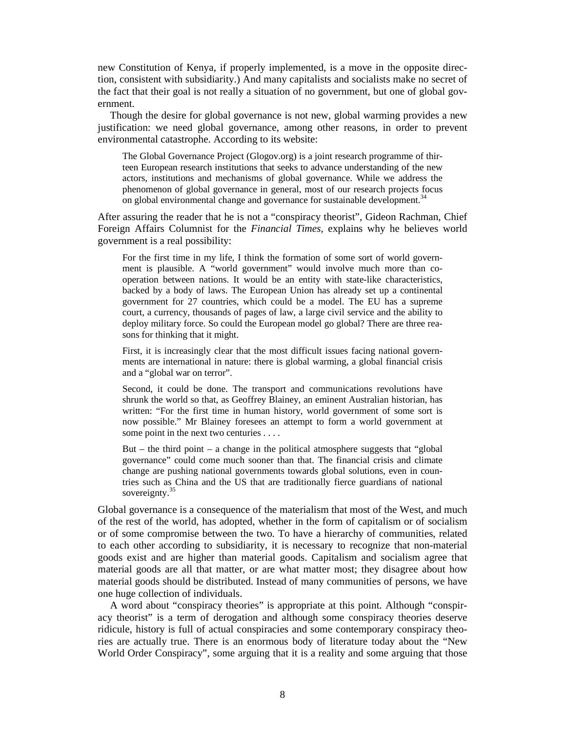new Constitution of Kenya, if properly implemented, is a move in the opposite direction, consistent with subsidiarity.) And many capitalists and socialists make no secret of the fact that their goal is not really a situation of no government, but one of global government.

Though the desire for global governance is not new, global warming provides a new justification: we need global governance, among other reasons, in order to prevent environmental catastrophe. According to its website:

> The Global Governance Project (Glogov.org) is a joint research programme of thirteen European research institutions that seeks to advance understanding of the new actors, institutions and mechanisms of global governance. While we address the phenomenon of global governance in general, most of our research projects focus on global environmental change and governance for sustainable development.[34]

After assuring the reader that he is not a "conspiracy theorist", Gideon Rachman, Chief Foreign Affairs Columnist for the *Financial Times*, explains why he believes world government is a real possibility:

> For the first time in my life, I think the formation of some sort of world government is plausible. A "world government" would involve much more than co-operation between nations. It would be an entity with state-like characteristics, backed by a body of laws. The European Union has already set up a continental government for 27 countries, which could be a model. The EU has a supreme court, a currency, thousands of pages of law, a large civil service and the ability to deploy military force. So could the European model go global? There are three reasons for thinking that it might.
>
> First, it is increasingly clear that the most difficult issues facing national governments are international in nature: there is global warming, a global financial crisis and a "global war on terror".
>
> Second, it could be done. The transport and communications revolutions have shrunk the world so that, as Geoffrey Blainey, an eminent Australian historian, has written: "For the first time in human history, world government of some sort is now possible." Mr Blainey foresees an attempt to form a world government at some point in the next two centuries . . . .
>
> But – the third point – a change in the political atmosphere suggests that "global governance" could come much sooner than that. The financial crisis and climate change are pushing national governments towards global solutions, even in countries such as China and the US that are traditionally fierce guardians of national sovereignty.[35]

Global governance is a consequence of the materialism that most of the West, and much of the rest of the world, has adopted, whether in the form of capitalism or of socialism or of some compromise between the two. To have a hierarchy of communities, related to each other according to subsidiarity, it is necessary to recognize that non-material goods exist and are higher than material goods. Capitalism and socialism agree that material goods are all that matter, or are what matter most; they disagree about how material goods should be distributed. Instead of many communities of persons, we have one huge collection of individuals.

A word about "conspiracy theories" is appropriate at this point. Although "conspiracy theorist" is a term of derogation and although some conspiracy theories deserve ridicule, history is full of actual conspiracies and some contemporary conspiracy theories are actually true. There is an enormous body of literature today about the "New World Order Conspiracy", some arguing that it is a reality and some arguing that those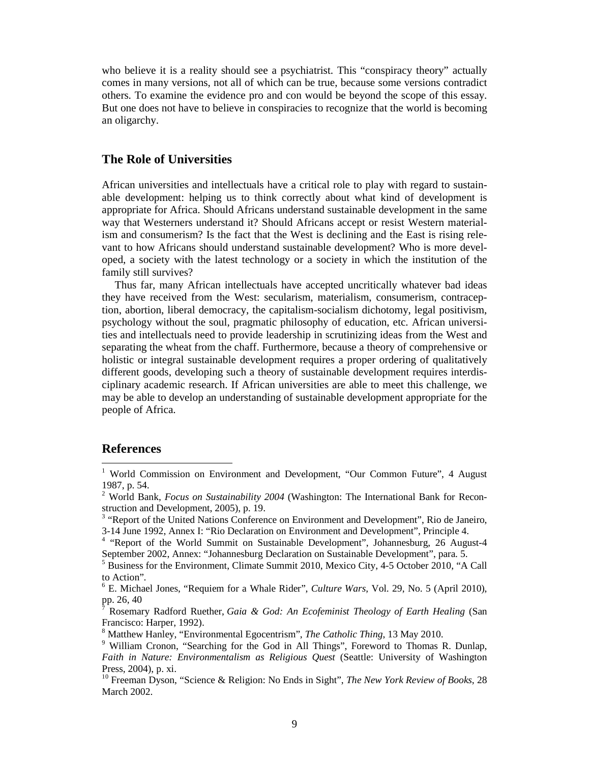who believe it is a reality should see a psychiatrist. This “conspiracy theory” actually comes in many versions, not all of which can be true, because some versions contradict others. To examine the evidence pro and con would be beyond the scope of this essay. But one does not have to believe in conspiracies to recognize that the world is becoming an oligarchy.

## The Role of Universities

African universities and intellectuals have a critical role to play with regard to sustainable development: helping us to think correctly about what kind of development is appropriate for Africa. Should Africans understand sustainable development in the same way that Westerners understand it? Should Africans accept or resist Western materialism and consumerism? Is the fact that the West is declining and the East is rising relevant to how Africans should understand sustainable development? Who is more developed, a society with the latest technology or a society in which the institution of the family still survives?

Thus far, many African intellectuals have accepted uncritically whatever bad ideas they have received from the West: secularism, materialism, consumerism, contraception, abortion, liberal democracy, the capitalism-socialism dichotomy, legal positivism, psychology without the soul, pragmatic philosophy of education, etc. African universities and intellectuals need to provide leadership in scrutinizing ideas from the West and separating the wheat from the chaff. Furthermore, because a theory of comprehensive or holistic or integral sustainable development requires a proper ordering of qualitatively different goods, developing such a theory of sustainable development requires interdisciplinary academic research. If African universities are able to meet this challenge, we may be able to develop an understanding of sustainable development appropriate for the people of Africa.

## References

[1] World Commission on Environment and Development, “Our Common Future”, 4 August 1987, p. 54.

[2] World Bank, *Focus on Sustainability 2004* (Washington: The International Bank for Reconstruction and Development, 2005), p. 19.

[3] “Report of the United Nations Conference on Environment and Development”, Rio de Janeiro, 3-14 June 1992, Annex I: “Rio Declaration on Environment and Development”, Principle 4.

[4] “Report of the World Summit on Sustainable Development”, Johannesburg, 26 August-4 September 2002, Annex: “Johannesburg Declaration on Sustainable Development”, para. 5.

[5] Business for the Environment, Climate Summit 2010, Mexico City, 4-5 October 2010, “A Call to Action”.

[6] E. Michael Jones, “Requiem for a Whale Rider”, *Culture Wars*, Vol. 29, No. 5 (April 2010), pp. 26, 40

[7] Rosemary Radford Ruether, *Gaia & God: An Ecofeminist Theology of Earth Healing* (San Francisco: Harper, 1992).

[8] Matthew Hanley, “Environmental Egocentrism”, *The Catholic Thing*, 13 May 2010.

[9] William Cronon, “Searching for the God in All Things”, Foreword to Thomas R. Dunlap, *Faith in Nature: Environmentalism as Religious Quest* (Seattle: University of Washington Press, 2004), p. xi.

[10] Freeman Dyson, “Science & Religion: No Ends in Sight”, *The New York Review of Books*, 28 March 2002.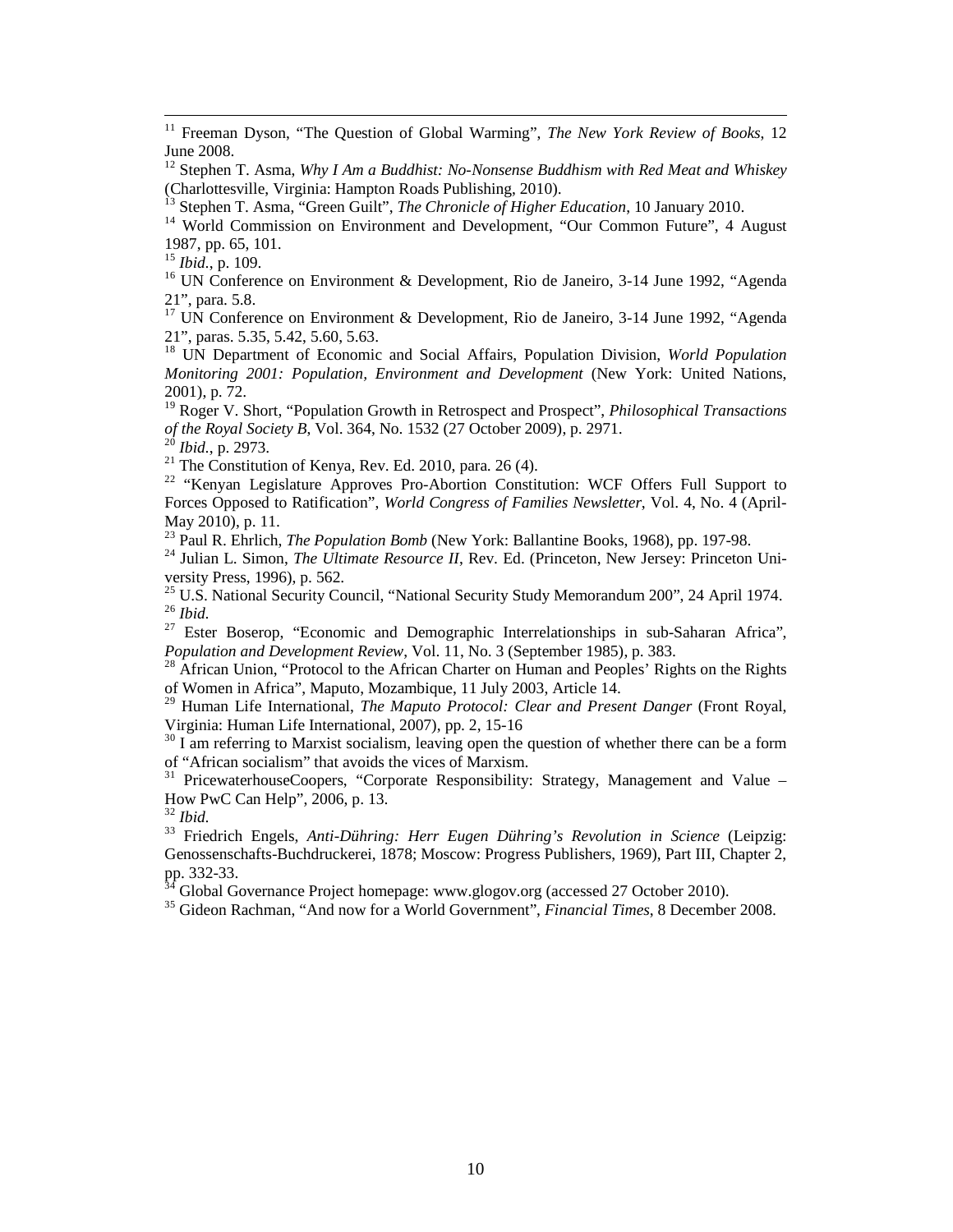[11] Freeman Dyson, "The Question of Global Warming", *The New York Review of Books*, 12 June 2008.

[12] Stephen T. Asma, *Why I Am a Buddhist: No-Nonsense Buddhism with Red Meat and Whiskey* (Charlottesville, Virginia: Hampton Roads Publishing, 2010).

[13] Stephen T. Asma, "Green Guilt", *The Chronicle of Higher Education*, 10 January 2010.

[14] World Commission on Environment and Development, "Our Common Future", 4 August 1987, pp. 65, 101.

[15] *Ibid.*, p. 109.

[16] UN Conference on Environment & Development, Rio de Janeiro, 3-14 June 1992, "Agenda 21", para. 5.8.

[17] UN Conference on Environment & Development, Rio de Janeiro, 3-14 June 1992, "Agenda 21", paras. 5.35, 5.42, 5.60, 5.63.

[18] UN Department of Economic and Social Affairs, Population Division, *World Population Monitoring 2001: Population, Environment and Development* (New York: United Nations, 2001), p. 72.

[19] Roger V. Short, "Population Growth in Retrospect and Prospect", *Philosophical Transactions of the Royal Society B*, Vol. 364, No. 1532 (27 October 2009), p. 2971.

[20] *Ibid.*, p. 2973.

[21] The Constitution of Kenya, Rev. Ed. 2010, para. 26 (4).

[22] "Kenyan Legislature Approves Pro-Abortion Constitution: WCF Offers Full Support to Forces Opposed to Ratification", *World Congress of Families Newsletter*, Vol. 4, No. 4 (April-May 2010), p. 11.

[23] Paul R. Ehrlich, *The Population Bomb* (New York: Ballantine Books, 1968), pp. 197-98.

[24] Julian L. Simon, *The Ultimate Resource II*, Rev. Ed. (Princeton, New Jersey: Princeton University Press, 1996), p. 562.

[25] U.S. National Security Council, "National Security Study Memorandum 200", 24 April 1974.

[26] *Ibid.*

[27] Ester Boserop, "Economic and Demographic Interrelationships in sub-Saharan Africa", *Population and Development Review*, Vol. 11, No. 3 (September 1985), p. 383.

[28] African Union, "Protocol to the African Charter on Human and Peoples' Rights on the Rights of Women in Africa", Maputo, Mozambique, 11 July 2003, Article 14.

[29] Human Life International, *The Maputo Protocol: Clear and Present Danger* (Front Royal, Virginia: Human Life International, 2007), pp. 2, 15-16

[30] I am referring to Marxist socialism, leaving open the question of whether there can be a form of "African socialism" that avoids the vices of Marxism.

[31] PricewaterhouseCoopers, "Corporate Responsibility: Strategy, Management and Value – How PwC Can Help", 2006, p. 13.

[32] *Ibid.*

[33] Friedrich Engels, *Anti-Dühring: Herr Eugen Dühring's Revolution in Science* (Leipzig: Genossenschafts-Buchdruckerei, 1878; Moscow: Progress Publishers, 1969), Part III, Chapter 2, pp. 332-33.

[34] Global Governance Project homepage: www.glogov.org (accessed 27 October 2010).

[35] Gideon Rachman, "And now for a World Government", *Financial Times*, 8 December 2008.